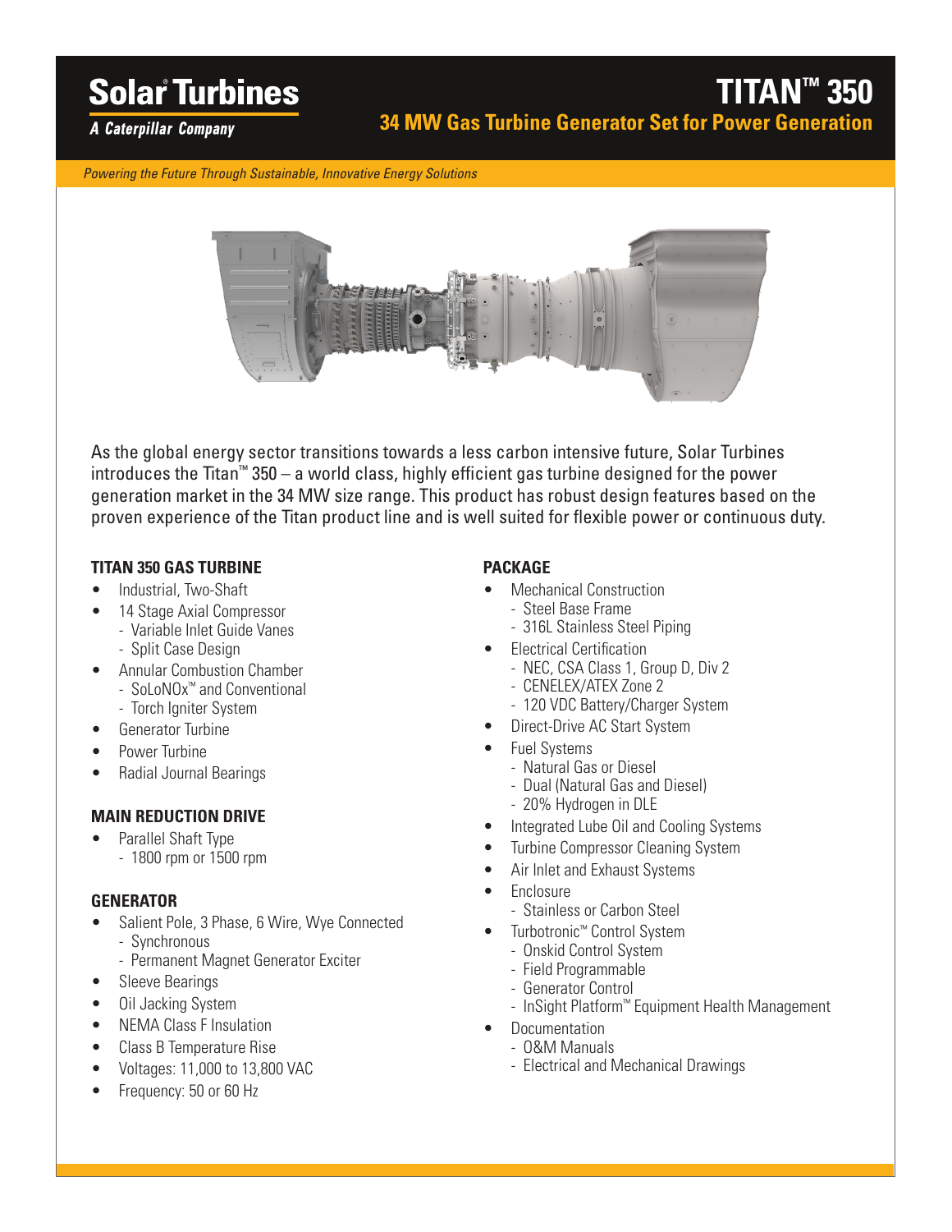# Solar® Turbines

*A Caterpillar Company*

# TITAN™ 350

## 34 MW Gas Turbine Generator Set for Power Generation

*Powering the Future Through Sustainable, Innovative Energy Solutions*

As the global energy sector transitions towards a less carbon intensive future, Solar Turbines introduces the Titan™ 350 – a world class, highly efficient gas turbine designed for the power generation market in the 34 MW size range. This product has robust design features based on the proven experience of the Titan product line and is well suited for flexible power or continuous duty.

### TITAN 350 GAS TURBINE

- Industrial, Two-Shaft
- 14 Stage Axial Compressor
  - Variable Inlet Guide Vanes
  - Split Case Design
- Annular Combustion Chamber
  - SoLoNOx™ and Conventional
  - Torch Igniter System
- Generator Turbine
- Power Turbine
- Radial Journal Bearings

### MAIN REDUCTION DRIVE

- Parallel Shaft Type
  - 1800 rpm or 1500 rpm

### GENERATOR

- Salient Pole, 3 Phase, 6 Wire, Wye Connected
  - Synchronous
  - Permanent Magnet Generator Exciter
- Sleeve Bearings
- Oil Jacking System
- NEMA Class F Insulation
- Class B Temperature Rise
- Voltages: 11,000 to 13,800 VAC
- Frequency: 50 or 60 Hz

### PACKAGE

- Mechanical Construction
  - Steel Base Frame
  - 316L Stainless Steel Piping
- Electrical Certification
  - NEC, CSA Class 1, Group D, Div 2
  - CENELEX/ATEX Zone 2
  - 120 VDC Battery/Charger System
- Direct-Drive AC Start System
- Fuel Systems
  - Natural Gas or Diesel
  - Dual (Natural Gas and Diesel)
  - 20% Hydrogen in DLE
- Integrated Lube Oil and Cooling Systems
- Turbine Compressor Cleaning System
- Air Inlet and Exhaust Systems
- Enclosure
  - Stainless or Carbon Steel
- Turbotronic™ Control System
  - Onskid Control System
  - Field Programmable
  - Generator Control
  - InSight Platform™ Equipment Health Management
- Documentation
  - O&M Manuals
  - Electrical and Mechanical Drawings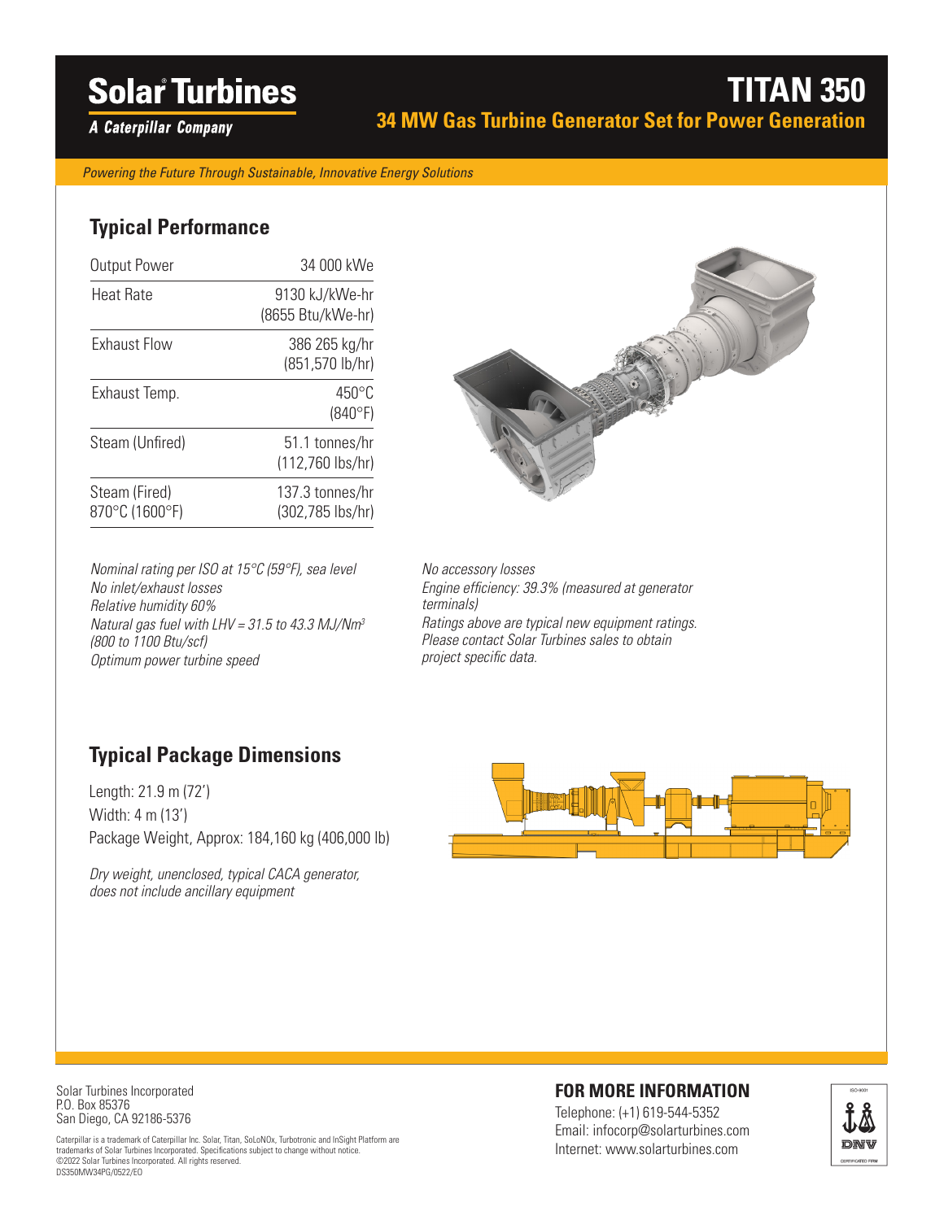# Solar Turbines

*A Caterpillar Company*

# TITAN 350

## 34 MW Gas Turbine Generator Set for Power Generation

*Powering the Future Through Sustainable, Innovative Energy Solutions*

## Typical Performance

| | |
|---|---|
| Output Power | 34 000 kWe |
| Heat Rate | 9130 kJ/kWe-hr (8655 Btu/kWe-hr) |
| Exhaust Flow | 386 265 kg/hr (851,570 lb/hr) |
| Exhaust Temp. | 450°C (840°F) |
| Steam (Unfired) | 51.1 tonnes/hr (112,760 lbs/hr) |
| Steam (Fired) 870°C (1600°F) | 137.3 tonnes/hr (302,785 lbs/hr) |

*Nominal rating per ISO at 15°C (59°F), sea level*
*No inlet/exhaust losses*
*Relative humidity 60%*
*Natural gas fuel with LHV = 31.5 to 43.3 MJ/Nm³ (800 to 1100 Btu/scf)*
*Optimum power turbine speed*

*No accessory losses*
*Engine efficiency: 39.3% (measured at generator terminals)*
*Ratings above are typical new equipment ratings. Please contact Solar Turbines sales to obtain project specific data.*

## Typical Package Dimensions

Length: 21.9 m (72')
Width: 4 m (13')
Package Weight, Approx: 184,160 kg (406,000 lb)

*Dry weight, unenclosed, typical CACA generator, does not include ancillary equipment*

Solar Turbines Incorporated
P.O. Box 85376
San Diego, CA 92186-5376

Caterpillar is a trademark of Caterpillar Inc. Solar, Titan, SoLoNOx, Turbotronic and InSight Platform are trademarks of Solar Turbines Incorporated. Specifications subject to change without notice.
©2022 Solar Turbines Incorporated. All rights reserved.
DS350MW34PG/0522/EO

## FOR MORE INFORMATION

Telephone: (+1) 619-544-5352
Email: infocorp@solarturbines.com
Internet: www.solarturbines.com